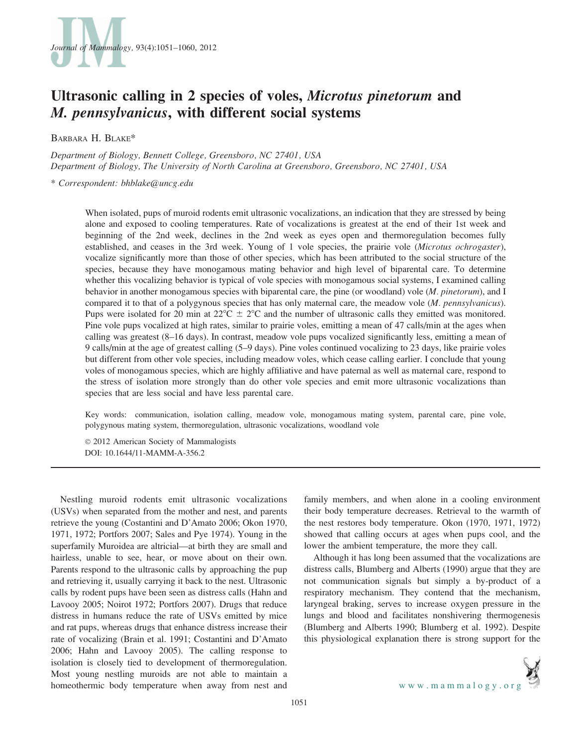# Ultrasonic calling in 2 species of voles, *Microtus pinetorum* and *M. pennsylvanicus*, with different social systems

Barbara H. Blake*

*Department of Biology, Bennett College, Greensboro, NC 27401, USA*
*Department of Biology, The University of North Carolina at Greensboro, Greensboro, NC 27401, USA*

\* *Correspondent: bhblake@uncg.edu*

When isolated, pups of muroid rodents emit ultrasonic vocalizations, an indication that they are stressed by being alone and exposed to cooling temperatures. Rate of vocalizations is greatest at the end of their 1st week and beginning of the 2nd week, declines in the 2nd week as eyes open and thermoregulation becomes fully established, and ceases in the 3rd week. Young of 1 vole species, the prairie vole (*Microtus ochrogaster*), vocalize significantly more than those of other species, which has been attributed to the social structure of the species, because they have monogamous mating behavior and high level of biparental care. To determine whether this vocalizing behavior is typical of vole species with monogamous social systems, I examined calling behavior in another monogamous species with biparental care, the pine (or woodland) vole (*M. pinetorum*), and I compared it to that of a polygynous species that has only maternal care, the meadow vole (*M. pennsylvanicus*). Pups were isolated for 20 min at 22°C ± 2°C and the number of ultrasonic calls they emitted was monitored. Pine vole pups vocalized at high rates, similar to prairie voles, emitting a mean of 47 calls/min at the ages when calling was greatest (8–16 days). In contrast, meadow vole pups vocalized significantly less, emitting a mean of 9 calls/min at the age of greatest calling (5–9 days). Pine voles continued vocalizing to 23 days, like prairie voles but different from other vole species, including meadow voles, which cease calling earlier. I conclude that young voles of monogamous species, which are highly affiliative and have paternal as well as maternal care, respond to the stress of isolation more strongly than do other vole species and emit more ultrasonic vocalizations than species that are less social and have less parental care.

Key words: communication, isolation calling, meadow vole, monogamous mating system, parental care, pine vole, polygynous mating system, thermoregulation, ultrasonic vocalizations, woodland vole

© 2012 American Society of Mammalogists
DOI: 10.1644/11-MAMM-A-356.2

---

Nestling muroid rodents emit ultrasonic vocalizations (USVs) when separated from the mother and nest, and parents retrieve the young (Costantini and D'Amato 2006; Okon 1970, 1971, 1972; Portfors 2007; Sales and Pye 1974). Young in the superfamily Muroidea are altricial—at birth they are small and hairless, unable to see, hear, or move about on their own. Parents respond to the ultrasonic calls by approaching the pup and retrieving it, usually carrying it back to the nest. Ultrasonic calls by rodent pups have been seen as distress calls (Hahn and Lavooy 2005; Noirot 1972; Portfors 2007). Drugs that reduce distress in humans reduce the rate of USVs emitted by mice and rat pups, whereas drugs that enhance distress increase their rate of vocalizing (Brain et al. 1991; Costantini and D'Amato 2006; Hahn and Lavooy 2005). The calling response to isolation is closely tied to development of thermoregulation. Most young nestling muroids are not able to maintain a homeothermic body temperature when away from nest and family members, and when alone in a cooling environment their body temperature decreases. Retrieval to the warmth of the nest restores body temperature. Okon (1970, 1971, 1972) showed that calling occurs at ages when pups cool, and the lower the ambient temperature, the more they call.

Although it has long been assumed that the vocalizations are distress calls, Blumberg and Alberts (1990) argue that they are not communication signals but simply a by-product of a respiratory mechanism. They contend that the mechanism, laryngeal braking, serves to increase oxygen pressure in the lungs and blood and facilitates nonshivering thermogenesis (Blumberg and Alberts 1990; Blumberg et al. 1992). Despite this physiological explanation there is strong support for the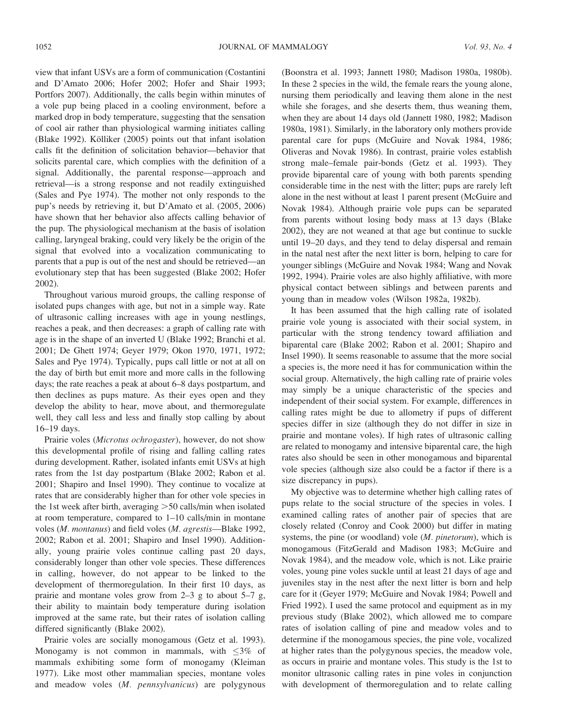view that infant USVs are a form of communication (Costantini and D'Amato 2006; Hofer 2002; Hofer and Shair 1993; Portfors 2007). Additionally, the calls begin within minutes of a vole pup being placed in a cooling environment, before a marked drop in body temperature, suggesting that the sensation of cool air rather than physiological warming initiates calling (Blake 1992). Kölliker (2005) points out that infant isolation calls fit the definition of solicitation behavior—behavior that solicits parental care, which complies with the definition of a signal. Additionally, the parental response—approach and retrieval—is a strong response and not readily extinguished (Sales and Pye 1974). The mother not only responds to the pup's needs by retrieving it, but D'Amato et al. (2005, 2006) have shown that her behavior also affects calling behavior of the pup. The physiological mechanism at the basis of isolation calling, laryngeal braking, could very likely be the origin of the signal that evolved into a vocalization communicating to parents that a pup is out of the nest and should be retrieved—an evolutionary step that has been suggested (Blake 2002; Hofer 2002).

Throughout various muroid groups, the calling response of isolated pups changes with age, but not in a simple way. Rate of ultrasonic calling increases with age in young nestlings, reaches a peak, and then decreases: a graph of calling rate with age is in the shape of an inverted U (Blake 1992; Branchi et al. 2001; De Ghett 1974; Geyer 1979; Okon 1970, 1971, 1972; Sales and Pye 1974). Typically, pups call little or not at all on the day of birth but emit more and more calls in the following days; the rate reaches a peak at about 6–8 days postpartum, and then declines as pups mature. As their eyes open and they develop the ability to hear, move about, and thermoregulate well, they call less and less and finally stop calling by about 16–19 days.

Prairie voles (*Microtus ochrogaster*), however, do not show this developmental profile of rising and falling calling rates during development. Rather, isolated infants emit USVs at high rates from the 1st day postpartum (Blake 2002; Rabon et al. 2001; Shapiro and Insel 1990). They continue to vocalize at rates that are considerably higher than for other vole species in the 1st week after birth, averaging >50 calls/min when isolated at room temperature, compared to 1–10 calls/min in montane voles (*M. montanus*) and field voles (*M. agrestis*—Blake 1992, 2002; Rabon et al. 2001; Shapiro and Insel 1990). Additionally, young prairie voles continue calling past 20 days, considerably longer than other vole species. These differences in calling, however, do not appear to be linked to the development of thermoregulation. In their first 10 days, as prairie and montane voles grow from 2–3 g to about 5–7 g, their ability to maintain body temperature during isolation improved at the same rate, but their rates of isolation calling differed significantly (Blake 2002).

Prairie voles are socially monogamous (Getz et al. 1993). Monogamy is not common in mammals, with ≤3% of mammals exhibiting some form of monogamy (Kleiman 1977). Like most other mammalian species, montane voles and meadow voles (*M. pennsylvanicus*) are polygynous (Boonstra et al. 1993; Jannett 1980; Madison 1980a, 1980b). In these 2 species in the wild, the female rears the young alone, nursing them periodically and leaving them alone in the nest while she forages, and she deserts them, thus weaning them, when they are about 14 days old (Jannett 1980, 1982; Madison 1980a, 1981). Similarly, in the laboratory only mothers provide parental care for pups (McGuire and Novak 1984, 1986; Oliveras and Novak 1986). In contrast, prairie voles establish strong male–female pair-bonds (Getz et al. 1993). They provide biparental care of young with both parents spending considerable time in the nest with the litter; pups are rarely left alone in the nest without at least 1 parent present (McGuire and Novak 1984). Although prairie vole pups can be separated from parents without losing body mass at 13 days (Blake 2002), they are not weaned at that age but continue to suckle until 19–20 days, and they tend to delay dispersal and remain in the natal nest after the next litter is born, helping to care for younger siblings (McGuire and Novak 1984; Wang and Novak 1992, 1994). Prairie voles are also highly affiliative, with more physical contact between siblings and between parents and young than in meadow voles (Wilson 1982a, 1982b).

It has been assumed that the high calling rate of isolated prairie vole young is associated with their social system, in particular with the strong tendency toward affiliation and biparental care (Blake 2002; Rabon et al. 2001; Shapiro and Insel 1990). It seems reasonable to assume that the more social a species is, the more need it has for communication within the social group. Alternatively, the high calling rate of prairie voles may simply be a unique characteristic of the species and independent of their social system. For example, differences in calling rates might be due to allometry if pups of different species differ in size (although they do not differ in size in prairie and montane voles). If high rates of ultrasonic calling are related to monogamy and intensive biparental care, the high rates also should be seen in other monogamous and biparental vole species (although size also could be a factor if there is a size discrepancy in pups).

My objective was to determine whether high calling rates of pups relate to the social structure of the species in voles. I examined calling rates of another pair of species that are closely related (Conroy and Cook 2000) but differ in mating systems, the pine (or woodland) vole (*M. pinetorum*), which is monogamous (FitzGerald and Madison 1983; McGuire and Novak 1984), and the meadow vole, which is not. Like prairie voles, young pine voles suckle until at least 21 days of age and juveniles stay in the nest after the next litter is born and help care for it (Geyer 1979; McGuire and Novak 1984; Powell and Fried 1992). I used the same protocol and equipment as in my previous study (Blake 2002), which allowed me to compare rates of isolation calling of pine and meadow voles and to determine if the monogamous species, the pine vole, vocalized at higher rates than the polygynous species, the meadow vole, as occurs in prairie and montane voles. This study is the 1st to monitor ultrasonic calling rates in pine voles in conjunction with development of thermoregulation and to relate calling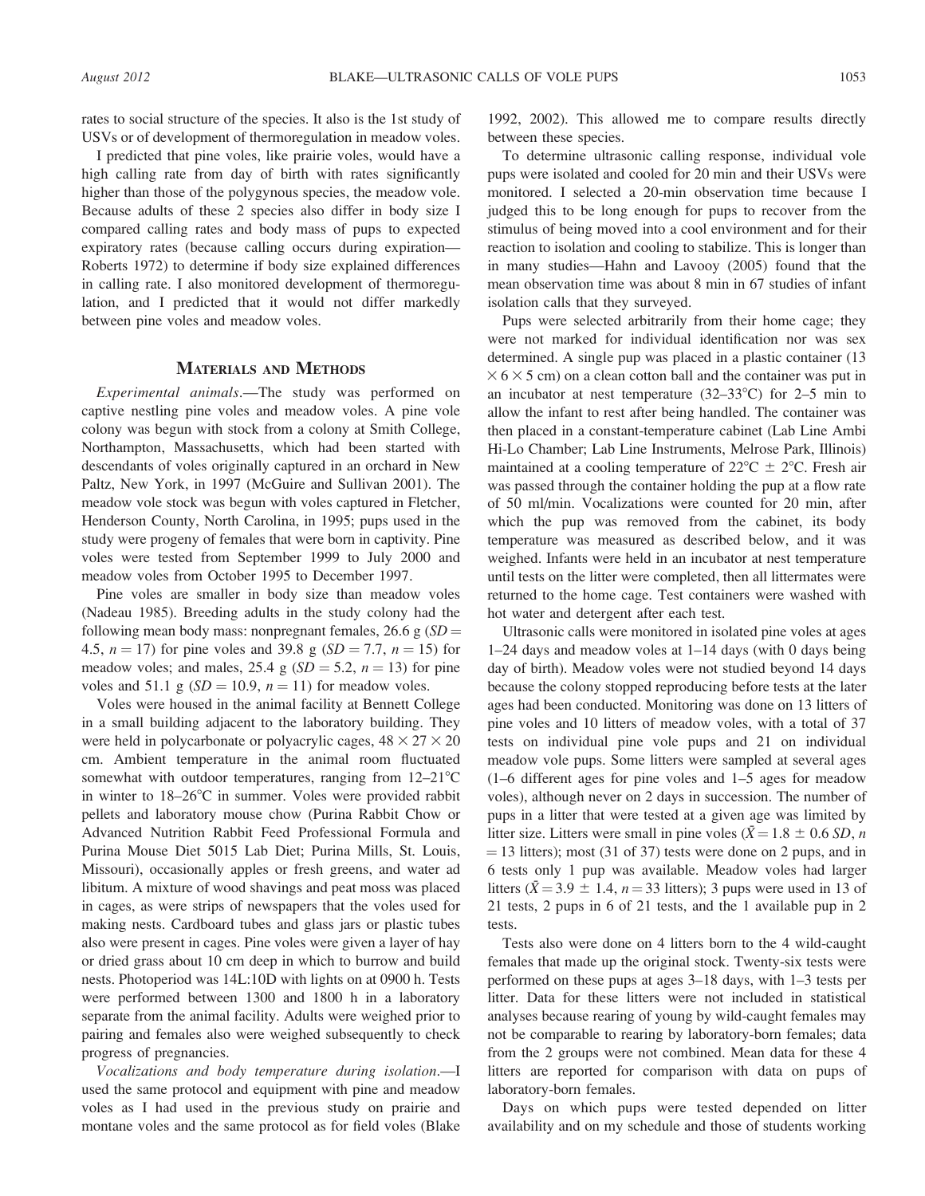rates to social structure of the species. It also is the 1st study of USVs or of development of thermoregulation in meadow voles.

I predicted that pine voles, like prairie voles, would have a high calling rate from day of birth with rates significantly higher than those of the polygynous species, the meadow vole. Because adults of these 2 species also differ in body size I compared calling rates and body mass of pups to expected expiratory rates (because calling occurs during expiration—Roberts 1972) to determine if body size explained differences in calling rate. I also monitored development of thermoregulation, and I predicted that it would not differ markedly between pine voles and meadow voles.

## Materials and Methods

*Experimental animals*.—The study was performed on captive nestling pine voles and meadow voles. A pine vole colony was begun with stock from a colony at Smith College, Northampton, Massachusetts, which had been started with descendants of voles originally captured in an orchard in New Paltz, New York, in 1997 (McGuire and Sullivan 2001). The meadow vole stock was begun with voles captured in Fletcher, Henderson County, North Carolina, in 1995; pups used in the study were progeny of females that were born in captivity. Pine voles were tested from September 1999 to July 2000 and meadow voles from October 1995 to December 1997.

Pine voles are smaller in body size than meadow voles (Nadeau 1985). Breeding adults in the study colony had the following mean body mass: nonpregnant females, 26.6 g ($SD$ = 4.5, $n$ = 17) for pine voles and 39.8 g ($SD$ = 7.7, $n$ = 15) for meadow voles; and males, 25.4 g ($SD$ = 5.2, $n$ = 13) for pine voles and 51.1 g ($SD$ = 10.9, $n$ = 11) for meadow voles.

Voles were housed in the animal facility at Bennett College in a small building adjacent to the laboratory building. They were held in polycarbonate or polyacrylic cages, 48 × 27 × 20 cm. Ambient temperature in the animal room fluctuated somewhat with outdoor temperatures, ranging from 12–21°C in winter to 18–26°C in summer. Voles were provided rabbit pellets and laboratory mouse chow (Purina Rabbit Chow or Advanced Nutrition Rabbit Feed Professional Formula and Purina Mouse Diet 5015 Lab Diet; Purina Mills, St. Louis, Missouri), occasionally apples or fresh greens, and water ad libitum. A mixture of wood shavings and peat moss was placed in cages, as were strips of newspapers that the voles used for making nests. Cardboard tubes and glass jars or plastic tubes also were present in cages. Pine voles were given a layer of hay or dried grass about 10 cm deep in which to burrow and build nests. Photoperiod was 14L:10D with lights on at 0900 h. Tests were performed between 1300 and 1800 h in a laboratory separate from the animal facility. Adults were weighed prior to pairing and females also were weighed subsequently to check progress of pregnancies.

*Vocalizations and body temperature during isolation*.—I used the same protocol and equipment with pine and meadow voles as I had used in the previous study on prairie and montane voles and the same protocol as for field voles (Blake 1992, 2002). This allowed me to compare results directly between these species.

To determine ultrasonic calling response, individual vole pups were isolated and cooled for 20 min and their USVs were monitored. I selected a 20-min observation time because I judged this to be long enough for pups to recover from the stimulus of being moved into a cool environment and for their reaction to isolation and cooling to stabilize. This is longer than in many studies—Hahn and Lavooy (2005) found that the mean observation time was about 8 min in 67 studies of infant isolation calls that they surveyed.

Pups were selected arbitrarily from their home cage; they were not marked for individual identification nor was sex determined. A single pup was placed in a plastic container (13 × 6 × 5 cm) on a clean cotton ball and the container was put in an incubator at nest temperature (32–33°C) for 2–5 min to allow the infant to rest after being handled. The container was then placed in a constant-temperature cabinet (Lab Line Ambi Hi-Lo Chamber; Lab Line Instruments, Melrose Park, Illinois) maintained at a cooling temperature of 22°C ± 2°C. Fresh air was passed through the container holding the pup at a flow rate of 50 ml/min. Vocalizations were counted for 20 min, after which the pup was removed from the cabinet, its body temperature was measured as described below, and it was weighed. Infants were held in an incubator at nest temperature until tests on the litter were completed, then all littermates were returned to the home cage. Test containers were washed with hot water and detergent after each test.

Ultrasonic calls were monitored in isolated pine voles at ages 1–24 days and meadow voles at 1–14 days (with 0 days being day of birth). Meadow voles were not studied beyond 14 days because the colony stopped reproducing before tests at the later ages had been conducted. Monitoring was done on 13 litters of pine voles and 10 litters of meadow voles, with a total of 37 tests on individual pine vole pups and 21 on individual meadow vole pups. Some litters were sampled at several ages (1–6 different ages for pine voles and 1–5 ages for meadow voles), although never on 2 days in succession. The number of pups in a litter that were tested at a given age was limited by litter size. Litters were small in pine voles ($\bar{X}$ = 1.8 ± 0.6 $SD$, $n$ = 13 litters); most (31 of 37) tests were done on 2 pups, and in 6 tests only 1 pup was available. Meadow voles had larger litters ($\bar{X}$ = 3.9 ± 1.4, $n$ = 33 litters); 3 pups were used in 13 of 21 tests, 2 pups in 6 of 21 tests, and the 1 available pup in 2 tests.

Tests also were done on 4 litters born to the 4 wild-caught females that made up the original stock. Twenty-six tests were performed on these pups at ages 3–18 days, with 1–3 tests per litter. Data for these litters were not included in statistical analyses because rearing of young by wild-caught females may not be comparable to rearing by laboratory-born females; data from the 2 groups were not combined. Mean data for these 4 litters are reported for comparison with data on pups of laboratory-born females.

Days on which pups were tested depended on litter availability and on my schedule and those of students working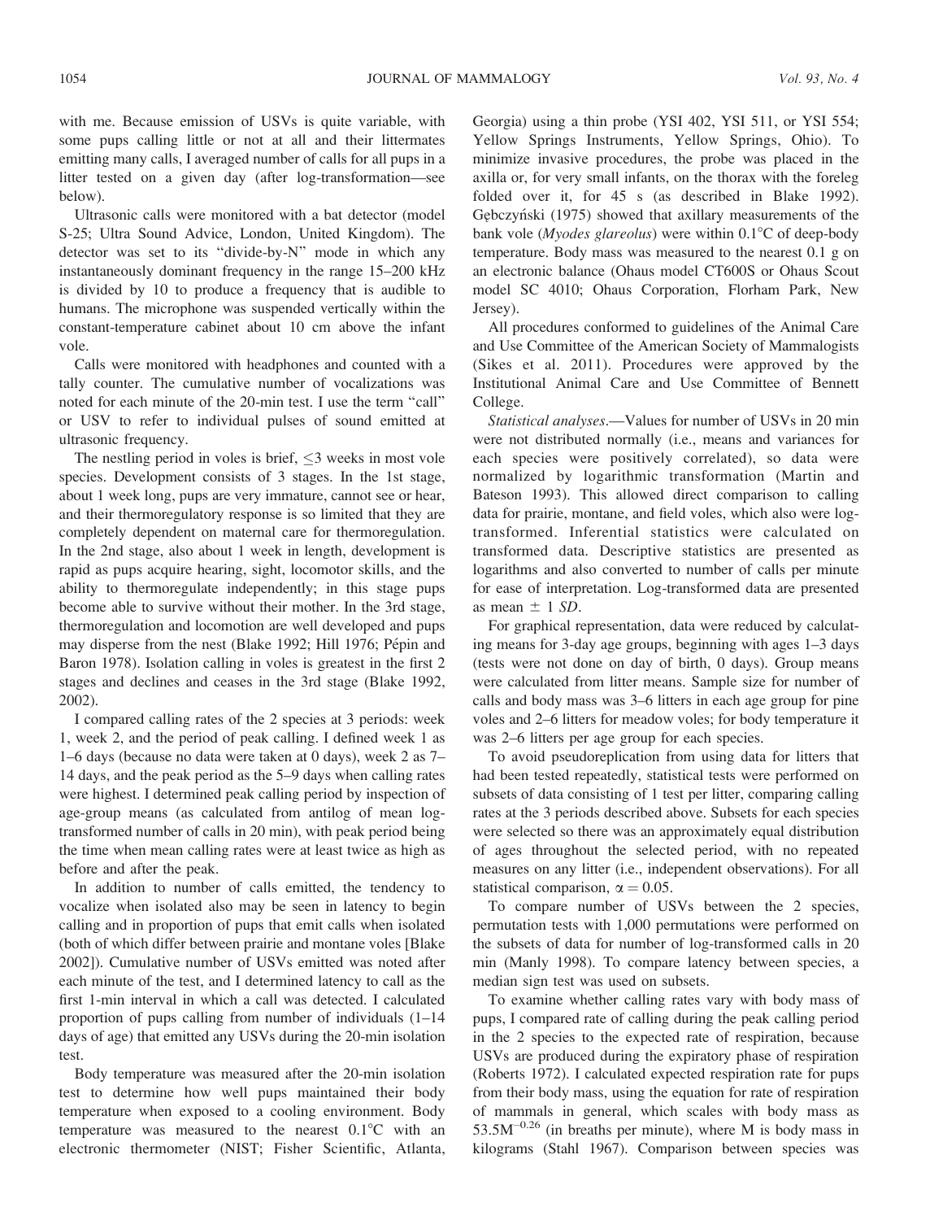with me. Because emission of USVs is quite variable, with some pups calling little or not at all and their littermates emitting many calls, I averaged number of calls for all pups in a litter tested on a given day (after log-transformation—see below).

Ultrasonic calls were monitored with a bat detector (model S-25; Ultra Sound Advice, London, United Kingdom). The detector was set to its "divide-by-N" mode in which any instantaneously dominant frequency in the range 15–200 kHz is divided by 10 to produce a frequency that is audible to humans. The microphone was suspended vertically within the constant-temperature cabinet about 10 cm above the infant vole.

Calls were monitored with headphones and counted with a tally counter. The cumulative number of vocalizations was noted for each minute of the 20-min test. I use the term "call" or USV to refer to individual pulses of sound emitted at ultrasonic frequency.

The nestling period in voles is brief, ≤3 weeks in most vole species. Development consists of 3 stages. In the 1st stage, about 1 week long, pups are very immature, cannot see or hear, and their thermoregulatory response is so limited that they are completely dependent on maternal care for thermoregulation. In the 2nd stage, also about 1 week in length, development is rapid as pups acquire hearing, sight, locomotor skills, and the ability to thermoregulate independently; in this stage pups become able to survive without their mother. In the 3rd stage, thermoregulation and locomotion are well developed and pups may disperse from the nest (Blake 1992; Hill 1976; Pépin and Baron 1978). Isolation calling in voles is greatest in the first 2 stages and declines and ceases in the 3rd stage (Blake 1992, 2002).

I compared calling rates of the 2 species at 3 periods: week 1, week 2, and the period of peak calling. I defined week 1 as 1–6 days (because no data were taken at 0 days), week 2 as 7–14 days, and the peak period as the 5–9 days when calling rates were highest. I determined peak calling period by inspection of age-group means (as calculated from antilog of mean log-transformed number of calls in 20 min), with peak period being the time when mean calling rates were at least twice as high as before and after the peak.

In addition to number of calls emitted, the tendency to vocalize when isolated also may be seen in latency to begin calling and in proportion of pups that emit calls when isolated (both of which differ between prairie and montane voles [Blake 2002]). Cumulative number of USVs emitted was noted after each minute of the test, and I determined latency to call as the first 1-min interval in which a call was detected. I calculated proportion of pups calling from number of individuals (1–14 days of age) that emitted any USVs during the 20-min isolation test.

Body temperature was measured after the 20-min isolation test to determine how well pups maintained their body temperature when exposed to a cooling environment. Body temperature was measured to the nearest 0.1°C with an electronic thermometer (NIST; Fisher Scientific, Atlanta, Georgia) using a thin probe (YSI 402, YSI 511, or YSI 554; Yellow Springs Instruments, Yellow Springs, Ohio). To minimize invasive procedures, the probe was placed in the axilla or, for very small infants, on the thorax with the foreleg folded over it, for 45 s (as described in Blake 1992). Gębczyński (1975) showed that axillary measurements of the bank vole (*Myodes glareolus*) were within 0.1°C of deep-body temperature. Body mass was measured to the nearest 0.1 g on an electronic balance (Ohaus model CT600S or Ohaus Scout model SC 4010; Ohaus Corporation, Florham Park, New Jersey).

All procedures conformed to guidelines of the Animal Care and Use Committee of the American Society of Mammalogists (Sikes et al. 2011). Procedures were approved by the Institutional Animal Care and Use Committee of Bennett College.

*Statistical analyses.*—Values for number of USVs in 20 min were not distributed normally (i.e., means and variances for each species were positively correlated), so data were normalized by logarithmic transformation (Martin and Bateson 1993). This allowed direct comparison to calling data for prairie, montane, and field voles, which also were log-transformed. Inferential statistics were calculated on transformed data. Descriptive statistics are presented as logarithms and also converted to number of calls per minute for ease of interpretation. Log-transformed data are presented as mean ± 1 *SD*.

For graphical representation, data were reduced by calculating means for 3-day age groups, beginning with ages 1–3 days (tests were not done on day of birth, 0 days). Group means were calculated from litter means. Sample size for number of calls and body mass was 3–6 litters in each age group for pine voles and 2–6 litters for meadow voles; for body temperature it was 2–6 litters per age group for each species.

To avoid pseudoreplication from using data for litters that had been tested repeatedly, statistical tests were performed on subsets of data consisting of 1 test per litter, comparing calling rates at the 3 periods described above. Subsets for each species were selected so there was an approximately equal distribution of ages throughout the selected period, with no repeated measures on any litter (i.e., independent observations). For all statistical comparison, $\alpha = 0.05$.

To compare number of USVs between the 2 species, permutation tests with 1,000 permutations were performed on the subsets of data for number of log-transformed calls in 20 min (Manly 1998). To compare latency between species, a median sign test was used on subsets.

To examine whether calling rates vary with body mass of pups, I compared rate of calling during the peak calling period in the 2 species to the expected rate of respiration, because USVs are produced during the expiratory phase of respiration (Roberts 1972). I calculated expected respiration rate for pups from their body mass, using the equation for rate of respiration of mammals in general, which scales with body mass as $53.5M^{-0.26}$ (in breaths per minute), where M is body mass in kilograms (Stahl 1967). Comparison between species was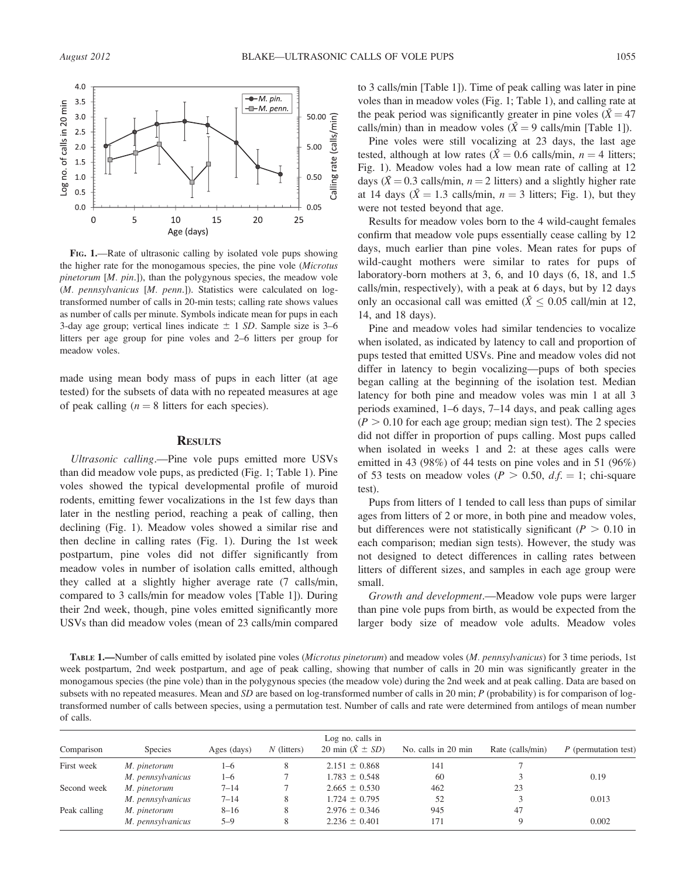FIG. 1.—Rate of ultrasonic calling by isolated vole pups showing the higher rate for the monogamous species, the pine vole (*Microtus pinetorum* [*M. pin.*]), than the polygynous species, the meadow vole (*M. pennsylvanicus* [*M. penn.*]). Statistics were calculated on log-transformed number of calls in 20-min tests; calling rate shows values as number of calls per minute. Symbols indicate mean for pups in each 3-day age group; vertical lines indicate $\pm$ 1 *SD*. Sample size is 3–6 litters per age group for pine voles and 2–6 litters per group for meadow voles.

made using mean body mass of pups in each litter (at age tested) for the subsets of data with no repeated measures at age of peak calling ($n = 8$ litters for each species).

## RESULTS

*Ultrasonic calling*.—Pine vole pups emitted more USVs than did meadow vole pups, as predicted (Fig. 1; Table 1). Pine voles showed the typical developmental profile of muroid rodents, emitting fewer vocalizations in the 1st few days than later in the nestling period, reaching a peak of calling, then declining (Fig. 1). Meadow voles showed a similar rise and then decline in calling rates (Fig. 1). During the 1st week postpartum, pine voles did not differ significantly from meadow voles in number of isolation calls emitted, although they called at a slightly higher average rate (7 calls/min, compared to 3 calls/min for meadow voles [Table 1]). During their 2nd week, though, pine voles emitted significantly more USVs than did meadow voles (mean of 23 calls/min compared to 3 calls/min [Table 1]). Time of peak calling was later in pine voles than in meadow voles (Fig. 1; Table 1), and calling rate at the peak period was significantly greater in pine voles ($\bar{X} = 47$ calls/min) than in meadow voles ($\bar{X} = 9$ calls/min [Table 1]).

Pine voles were still vocalizing at 23 days, the last age tested, although at low rates ($\bar{X} = 0.6$ calls/min, $n = 4$ litters; Fig. 1). Meadow voles had a low mean rate of calling at 12 days ($\bar{X} = 0.3$ calls/min, $n = 2$ litters) and a slightly higher rate at 14 days ($\bar{X} = 1.3$ calls/min, $n = 3$ litters; Fig. 1), but they were not tested beyond that age.

Results for meadow voles born to the 4 wild-caught females confirm that meadow vole pups essentially cease calling by 12 days, much earlier than pine voles. Mean rates for pups of wild-caught mothers were similar to rates for pups of laboratory-born mothers at 3, 6, and 10 days (6, 18, and 1.5 calls/min, respectively), with a peak at 6 days, but by 12 days only an occasional call was emitted ($\bar{X} \leq 0.05$ call/min at 12, 14, and 18 days).

Pine and meadow voles had similar tendencies to vocalize when isolated, as indicated by latency to call and proportion of pups tested that emitted USVs. Pine and meadow voles did not differ in latency to begin vocalizing—pups of both species began calling at the beginning of the isolation test. Median latency for both pine and meadow voles was min 1 at all 3 periods examined, 1–6 days, 7–14 days, and peak calling ages ($P > 0.10$ for each age group; median sign test). The 2 species did not differ in proportion of pups calling. Most pups called when isolated in weeks 1 and 2: at these ages calls were emitted in 43 (98%) of 44 tests on pine voles and in 51 (96%) of 53 tests on meadow voles ($P > 0.50$, $d.f. = 1$; chi-square test).

Pups from litters of 1 tended to call less than pups of similar ages from litters of 2 or more, in both pine and meadow voles, but differences were not statistically significant ($P > 0.10$ in each comparison; median sign tests). However, the study was not designed to detect differences in calling rates between litters of different sizes, and samples in each age group were small.

*Growth and development*.—Meadow vole pups were larger than pine vole pups from birth, as would be expected from the larger body size of meadow vole adults. Meadow voles

**TABLE 1.**—Number of calls emitted by isolated pine voles (*Microtus pinetorum*) and meadow voles (*M. pennsylvanicus*) for 3 time periods, 1st week postpartum, 2nd week postpartum, and age of peak calling, showing that number of calls in 20 min was significantly greater in the monogamous species (the pine vole) than in the polygynous species (the meadow vole) during the 2nd week and at peak calling. Data are based on subsets with no repeated measures. Mean and *SD* are based on log-transformed number of calls in 20 min; *P* (probability) is for comparison of log-transformed number of calls between species, using a permutation test. Number of calls and rate were determined from antilogs of mean number of calls.

| Comparison | Species | Ages (days) | *N* (litters) | Log no. calls in 20 min ($\bar{X} \pm SD$) | No. calls in 20 min | Rate (calls/min) | *P* (permutation test) |
|---|---|---|---|---|---|---|---|
| First week | *M. pinetorum* | 1–6 | 8 | 2.151 ± 0.868 | 141 | 7 | |
| | *M. pennsylvanicus* | 1–6 | 7 | 1.783 ± 0.548 | 60 | 3 | 0.19 |
| Second week | *M. pinetorum* | 7–14 | 7 | 2.665 ± 0.530 | 462 | 23 | |
| | *M. pennsylvanicus* | 7–14 | 8 | 1.724 ± 0.795 | 52 | 3 | 0.013 |
| Peak calling | *M. pinetorum* | 8–16 | 8 | 2.976 ± 0.346 | 945 | 47 | |
| | *M. pennsylvanicus* | 5–9 | 8 | 2.236 ± 0.401 | 171 | 9 | 0.002 |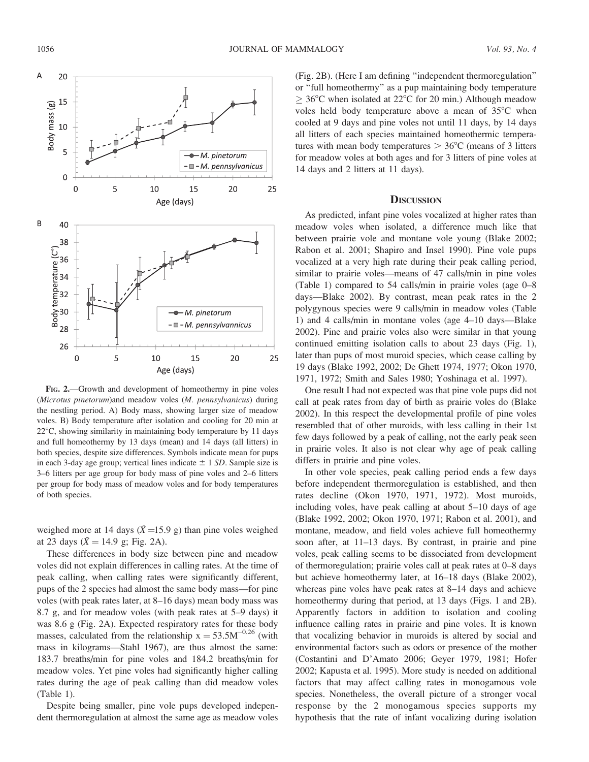FIG. 2.—Growth and development of homeothermy in pine voles (*Microtus pinetorum*)and meadow voles (*M. pennsylvanicus*) during the nestling period. A) Body mass, showing larger size of meadow voles. B) Body temperature after isolation and cooling for 20 min at 22°C, showing similarity in maintaining body temperature by 11 days and full homeothermy by 13 days (mean) and 14 days (all litters) in both species, despite size differences. Symbols indicate mean for pups in each 3-day age group; vertical lines indicate ± 1 *SD*. Sample size is 3–6 litters per age group for body mass of pine voles and 2–6 litters per group for body mass of meadow voles and for body temperatures of both species.

weighed more at 14 days ($\bar{X}$ =15.9 g) than pine voles weighed at 23 days ($\bar{X}$ = 14.9 g; Fig. 2A).

These differences in body size between pine and meadow voles did not explain differences in calling rates. At the time of peak calling, when calling rates were significantly different, pups of the 2 species had almost the same body mass—for pine voles (with peak rates later, at 8–16 days) mean body mass was 8.7 g, and for meadow voles (with peak rates at 5–9 days) it was 8.6 g (Fig. 2A). Expected respiratory rates for these body masses, calculated from the relationship $x = 53.5M^{-0.26}$ (with mass in kilograms—Stahl 1967), are thus almost the same: 183.7 breaths/min for pine voles and 184.2 breaths/min for meadow voles. Yet pine voles had significantly higher calling rates during the age of peak calling than did meadow voles (Table 1).

Despite being smaller, pine vole pups developed independent thermoregulation at almost the same age as meadow voles (Fig. 2B). (Here I am defining "independent thermoregulation" or "full homeothermy" as a pup maintaining body temperature ≥ 36°C when isolated at 22°C for 20 min.) Although meadow voles held body temperature above a mean of 35°C when cooled at 9 days and pine voles not until 11 days, by 14 days all litters of each species maintained homeothermic temperatures with mean body temperatures > 36°C (means of 3 litters for meadow voles at both ages and for 3 litters of pine voles at 14 days and 2 litters at 11 days).

## DISCUSSION

As predicted, infant pine voles vocalized at higher rates than meadow voles when isolated, a difference much like that between prairie vole and montane vole young (Blake 2002; Rabon et al. 2001; Shapiro and Insel 1990). Pine vole pups vocalized at a very high rate during their peak calling period, similar to prairie voles—means of 47 calls/min in pine voles (Table 1) compared to 54 calls/min in prairie voles (age 0–8 days—Blake 2002). By contrast, mean peak rates in the 2 polygynous species were 9 calls/min in meadow voles (Table 1) and 4 calls/min in montane voles (age 4–10 days—Blake 2002). Pine and prairie voles also were similar in that young continued emitting isolation calls to about 23 days (Fig. 1), later than pups of most muroid species, which cease calling by 19 days (Blake 1992, 2002; De Ghett 1974, 1977; Okon 1970, 1971, 1972; Smith and Sales 1980; Yoshinaga et al. 1997).

One result I had not expected was that pine vole pups did not call at peak rates from day of birth as prairie voles do (Blake 2002). In this respect the developmental profile of pine voles resembled that of other muroids, with less calling in their 1st few days followed by a peak of calling, not the early peak seen in prairie voles. It also is not clear why age of peak calling differs in prairie and pine voles.

In other vole species, peak calling period ends a few days before independent thermoregulation is established, and then rates decline (Okon 1970, 1971, 1972). Most muroids, including voles, have peak calling at about 5–10 days of age (Blake 1992, 2002; Okon 1970, 1971; Rabon et al. 2001), and montane, meadow, and field voles achieve full homeothermy soon after, at 11–13 days. By contrast, in prairie and pine voles, peak calling seems to be dissociated from development of thermoregulation; prairie voles call at peak rates at 0–8 days but achieve homeothermy later, at 16–18 days (Blake 2002), whereas pine voles have peak rates at 8–14 days and achieve homeothermy during that period, at 13 days (Figs. 1 and 2B). Apparently factors in addition to isolation and cooling influence calling rates in prairie and pine voles. It is known that vocalizing behavior in muroids is altered by social and environmental factors such as odors or presence of the mother (Costantini and D'Amato 2006; Geyer 1979, 1981; Hofer 2002; Kapusta et al. 1995). More study is needed on additional factors that may affect calling rates in monogamous vole species. Nonetheless, the overall picture of a stronger vocal response by the 2 monogamous species supports my hypothesis that the rate of infant vocalizing during isolation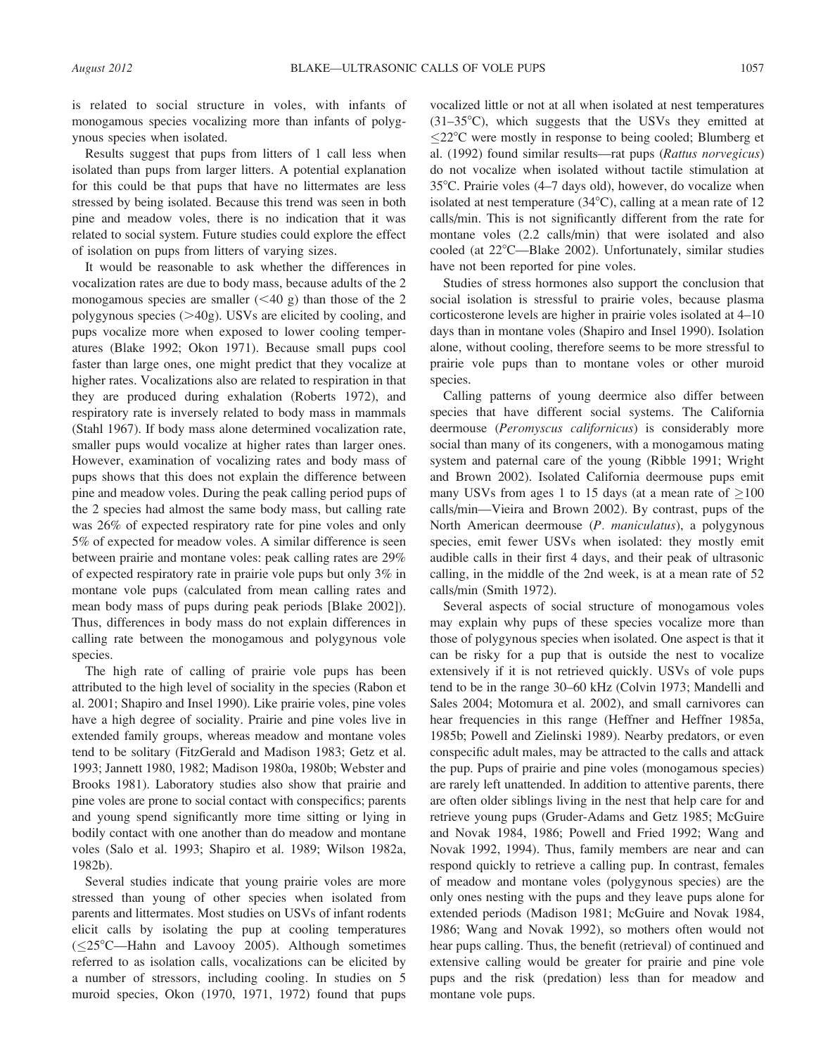is related to social structure in voles, with infants of monogamous species vocalizing more than infants of polygynous species when isolated.

Results suggest that pups from litters of 1 call less when isolated than pups from larger litters. A potential explanation for this could be that pups that have no littermates are less stressed by being isolated. Because this trend was seen in both pine and meadow voles, there is no indication that it was related to social system. Future studies could explore the effect of isolation on pups from litters of varying sizes.

It would be reasonable to ask whether the differences in vocalization rates are due to body mass, because adults of the 2 monogamous species are smaller (<40 g) than those of the 2 polygynous species (>40g). USVs are elicited by cooling, and pups vocalize more when exposed to lower cooling temperatures (Blake 1992; Okon 1971). Because small pups cool faster than large ones, one might predict that they vocalize at higher rates. Vocalizations also are related to respiration in that they are produced during exhalation (Roberts 1972), and respiratory rate is inversely related to body mass in mammals (Stahl 1967). If body mass alone determined vocalization rate, smaller pups would vocalize at higher rates than larger ones. However, examination of vocalizing rates and body mass of pups shows that this does not explain the difference between pine and meadow voles. During the peak calling period pups of the 2 species had almost the same body mass, but calling rate was 26% of expected respiratory rate for pine voles and only 5% of expected for meadow voles. A similar difference is seen between prairie and montane voles: peak calling rates are 29% of expected respiratory rate in prairie vole pups but only 3% in montane vole pups (calculated from mean calling rates and mean body mass of pups during peak periods [Blake 2002]). Thus, differences in body mass do not explain differences in calling rate between the monogamous and polygynous vole species.

The high rate of calling of prairie vole pups has been attributed to the high level of sociality in the species (Rabon et al. 2001; Shapiro and Insel 1990). Like prairie voles, pine voles have a high degree of sociality. Prairie and pine voles live in extended family groups, whereas meadow and montane voles tend to be solitary (FitzGerald and Madison 1983; Getz et al. 1993; Jannett 1980, 1982; Madison 1980a, 1980b; Webster and Brooks 1981). Laboratory studies also show that prairie and pine voles are prone to social contact with conspecifics; parents and young spend significantly more time sitting or lying in bodily contact with one another than do meadow and montane voles (Salo et al. 1993; Shapiro et al. 1989; Wilson 1982a, 1982b).

Several studies indicate that young prairie voles are more stressed than young of other species when isolated from parents and littermates. Most studies on USVs of infant rodents elicit calls by isolating the pup at cooling temperatures (≤25°C—Hahn and Lavooy 2005). Although sometimes referred to as isolation calls, vocalizations can be elicited by a number of stressors, including cooling. In studies on 5 muroid species, Okon (1970, 1971, 1972) found that pups vocalized little or not at all when isolated at nest temperatures (31–35°C), which suggests that the USVs they emitted at ≤22°C were mostly in response to being cooled; Blumberg et al. (1992) found similar results—rat pups (*Rattus norvegicus*) do not vocalize when isolated without tactile stimulation at 35°C. Prairie voles (4–7 days old), however, do vocalize when isolated at nest temperature (34°C), calling at a mean rate of 12 calls/min. This is not significantly different from the rate for montane voles (2.2 calls/min) that were isolated and also cooled (at 22°C—Blake 2002). Unfortunately, similar studies have not been reported for pine voles.

Studies of stress hormones also support the conclusion that social isolation is stressful to prairie voles, because plasma corticosterone levels are higher in prairie voles isolated at 4–10 days than in montane voles (Shapiro and Insel 1990). Isolation alone, without cooling, therefore seems to be more stressful to prairie vole pups than to montane voles or other muroid species.

Calling patterns of young deermice also differ between species that have different social systems. The California deermouse (*Peromyscus californicus*) is considerably more social than many of its congeners, with a monogamous mating system and paternal care of the young (Ribble 1991; Wright and Brown 2002). Isolated California deermouse pups emit many USVs from ages 1 to 15 days (at a mean rate of ≥100 calls/min—Vieira and Brown 2002). By contrast, pups of the North American deermouse (*P. maniculatus*), a polygynous species, emit fewer USVs when isolated: they mostly emit audible calls in their first 4 days, and their peak of ultrasonic calling, in the middle of the 2nd week, is at a mean rate of 52 calls/min (Smith 1972).

Several aspects of social structure of monogamous voles may explain why pups of these species vocalize more than those of polygynous species when isolated. One aspect is that it can be risky for a pup that is outside the nest to vocalize extensively if it is not retrieved quickly. USVs of vole pups tend to be in the range 30–60 kHz (Colvin 1973; Mandelli and Sales 2004; Motomura et al. 2002), and small carnivores can hear frequencies in this range (Heffner and Heffner 1985a, 1985b; Powell and Zielinski 1989). Nearby predators, or even conspecific adult males, may be attracted to the calls and attack the pup. Pups of prairie and pine voles (monogamous species) are rarely left unattended. In addition to attentive parents, there are often older siblings living in the nest that help care for and retrieve young pups (Gruder-Adams and Getz 1985; McGuire and Novak 1984, 1986; Powell and Fried 1992; Wang and Novak 1992, 1994). Thus, family members are near and can respond quickly to retrieve a calling pup. In contrast, females of meadow and montane voles (polygynous species) are the only ones nesting with the pups and they leave pups alone for extended periods (Madison 1981; McGuire and Novak 1984, 1986; Wang and Novak 1992), so mothers often would not hear pups calling. Thus, the benefit (retrieval) of continued and extensive calling would be greater for prairie and pine vole pups and the risk (predation) less than for meadow and montane vole pups.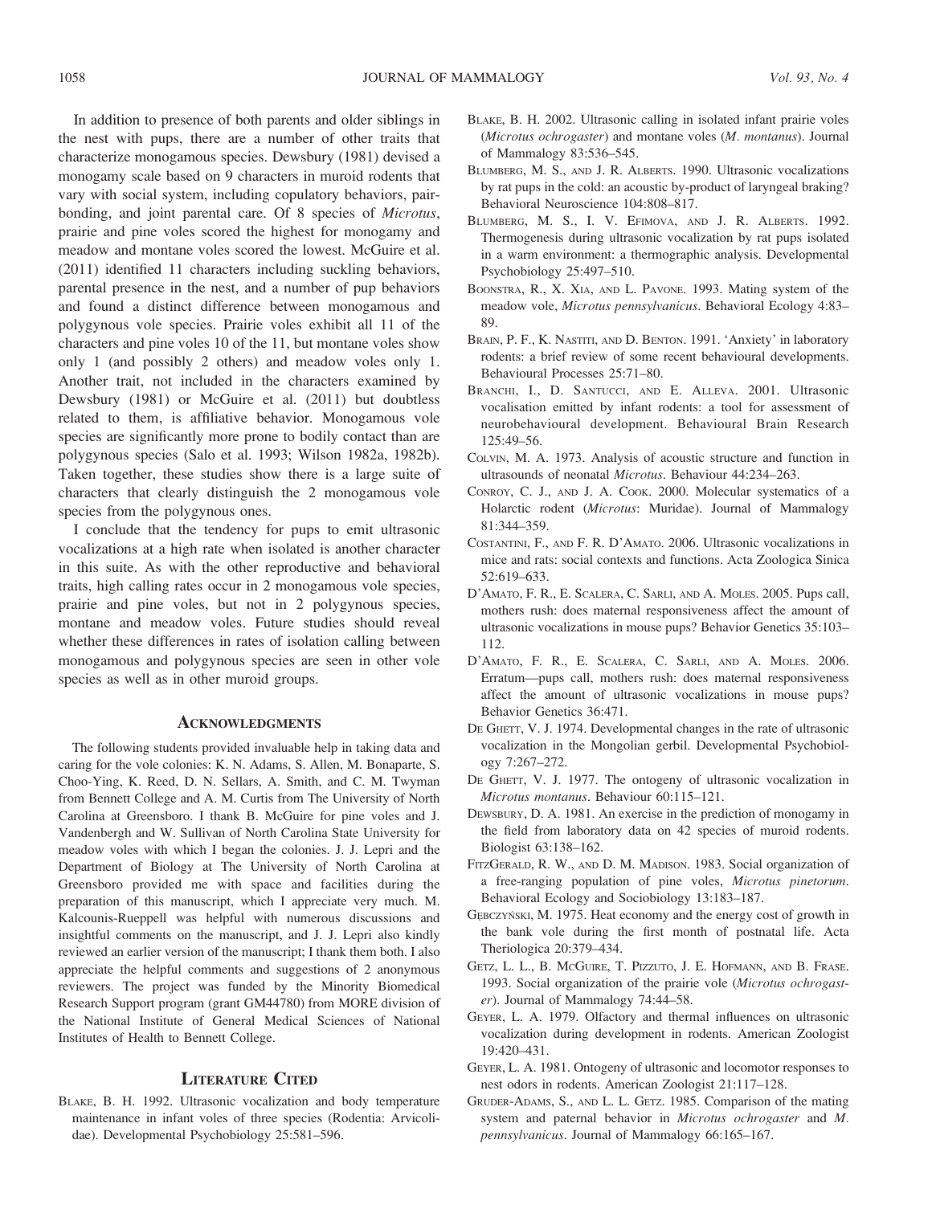In addition to presence of both parents and older siblings in the nest with pups, there are a number of other traits that characterize monogamous species. Dewsbury (1981) devised a monogamy scale based on 9 characters in muroid rodents that vary with social system, including copulatory behaviors, pair-bonding, and joint parental care. Of 8 species of *Microtus*, prairie and pine voles scored the highest for monogamy and meadow and montane voles scored the lowest. McGuire et al. (2011) identified 11 characters including suckling behaviors, parental presence in the nest, and a number of pup behaviors and found a distinct difference between monogamous and polygynous vole species. Prairie voles exhibit all 11 of the characters and pine voles 10 of the 11, but montane voles show only 1 (and possibly 2 others) and meadow voles only 1. Another trait, not included in the characters examined by Dewsbury (1981) or McGuire et al. (2011) but doubtless related to them, is affiliative behavior. Monogamous vole species are significantly more prone to bodily contact than are polygynous species (Salo et al. 1993; Wilson 1982a, 1982b). Taken together, these studies show there is a large suite of characters that clearly distinguish the 2 monogamous vole species from the polygynous ones.

I conclude that the tendency for pups to emit ultrasonic vocalizations at a high rate when isolated is another character in this suite. As with the other reproductive and behavioral traits, high calling rates occur in 2 monogamous vole species, prairie and pine voles, but not in 2 polygynous species, montane and meadow voles. Future studies should reveal whether these differences in rates of isolation calling between monogamous and polygynous species are seen in other vole species as well as in other muroid groups.

## Acknowledgments

The following students provided invaluable help in taking data and caring for the vole colonies: K. N. Adams, S. Allen, M. Bonaparte, S. Choo-Ying, K. Reed, D. N. Sellars, A. Smith, and C. M. Twyman from Bennett College and A. M. Curtis from The University of North Carolina at Greensboro. I thank B. McGuire for pine voles and J. Vandenbergh and W. Sullivan of North Carolina State University for meadow voles with which I began the colonies. J. J. Lepri and the Department of Biology at The University of North Carolina at Greensboro provided me with space and facilities during the preparation of this manuscript, which I appreciate very much. M. Kalcounis-Rueppell was helpful with numerous discussions and insightful comments on the manuscript, and J. J. Lepri also kindly reviewed an earlier version of the manuscript; I thank them both. I also appreciate the helpful comments and suggestions of 2 anonymous reviewers. The project was funded by the Minority Biomedical Research Support program (grant GM44780) from MORE division of the National Institute of General Medical Sciences of National Institutes of Health to Bennett College.

## Literature Cited

Blake, B. H. 1992. Ultrasonic vocalization and body temperature maintenance in infant voles of three species (Rodentia: Arvicolidae). Developmental Psychobiology 25:581–596.

Blake, B. H. 2002. Ultrasonic calling in isolated infant prairie voles (*Microtus ochrogaster*) and montane voles (*M. montanus*). Journal of Mammalogy 83:536–545.

Blumberg, M. S., and J. R. Alberts. 1990. Ultrasonic vocalizations by rat pups in the cold: an acoustic by-product of laryngeal braking? Behavioral Neuroscience 104:808–817.

Blumberg, M. S., I. V. Efimova, and J. R. Alberts. 1992. Thermogenesis during ultrasonic vocalization by rat pups isolated in a warm environment: a thermographic analysis. Developmental Psychobiology 25:497–510.

Boonstra, R., X. Xia, and L. Pavone. 1993. Mating system of the meadow vole, *Microtus pennsylvanicus*. Behavioral Ecology 4:83–89.

Brain, P. F., K. Nastiti, and D. Benton. 1991. 'Anxiety' in laboratory rodents: a brief review of some recent behavioural developments. Behavioural Processes 25:71–80.

Branchi, I., D. Santucci, and E. Alleva. 2001. Ultrasonic vocalisation emitted by infant rodents: a tool for assessment of neurobehavioural development. Behavioural Brain Research 125:49–56.

Colvin, M. A. 1973. Analysis of acoustic structure and function in ultrasounds of neonatal *Microtus*. Behaviour 44:234–263.

Conroy, C. J., and J. A. Cook. 2000. Molecular systematics of a Holarctic rodent (*Microtus*: Muridae). Journal of Mammalogy 81:344–359.

Costantini, F., and F. R. D'Amato. 2006. Ultrasonic vocalizations in mice and rats: social contexts and functions. Acta Zoologica Sinica 52:619–633.

D'Amato, F. R., E. Scalera, C. Sarli, and A. Moles. 2005. Pups call, mothers rush: does maternal responsiveness affect the amount of ultrasonic vocalizations in mouse pups? Behavior Genetics 35:103–112.

D'Amato, F. R., E. Scalera, C. Sarli, and A. Moles. 2006. Erratum—pups call, mothers rush: does maternal responsiveness affect the amount of ultrasonic vocalizations in mouse pups? Behavior Genetics 36:471.

De Ghett, V. J. 1974. Developmental changes in the rate of ultrasonic vocalization in the Mongolian gerbil. Developmental Psychobiology 7:267–272.

De Ghett, V. J. 1977. The ontogeny of ultrasonic vocalization in *Microtus montanus*. Behaviour 60:115–121.

Dewsbury, D. A. 1981. An exercise in the prediction of monogamy in the field from laboratory data on 42 species of muroid rodents. Biologist 63:138–162.

FitzGerald, R. W., and D. M. Madison. 1983. Social organization of a free-ranging population of pine voles, *Microtus pinetorum*. Behavioral Ecology and Sociobiology 13:183–187.

Gębczyński, M. 1975. Heat economy and the energy cost of growth in the bank vole during the first month of postnatal life. Acta Theriologica 20:379–434.

Getz, L. L., B. McGuire, T. Pizzuto, J. E. Hofmann, and B. Frase. 1993. Social organization of the prairie vole (*Microtus ochrogaster*). Journal of Mammalogy 74:44–58.

Geyer, L. A. 1979. Olfactory and thermal influences on ultrasonic vocalization during development in rodents. American Zoologist 19:420–431.

Geyer, L. A. 1981. Ontogeny of ultrasonic and locomotor responses to nest odors in rodents. American Zoologist 21:117–128.

Gruder-Adams, S., and L. L. Getz. 1985. Comparison of the mating system and paternal behavior in *Microtus ochrogaster* and *M. pennsylvanicus*. Journal of Mammalogy 66:165–167.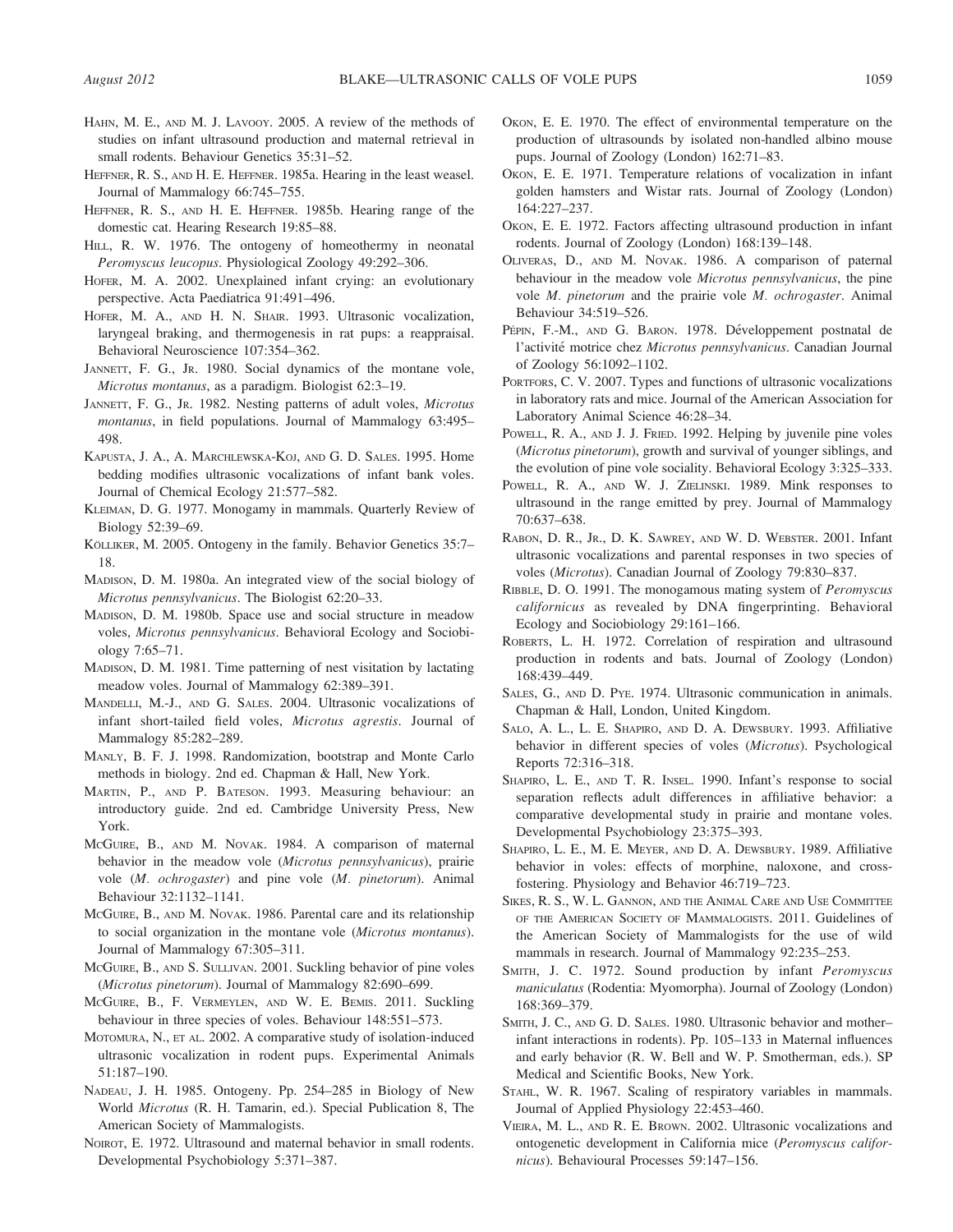Hahn, M. E., and M. J. Lavooy. 2005. A review of the methods of studies on infant ultrasound production and maternal retrieval in small rodents. Behaviour Genetics 35:31–52.

Heffner, R. S., and H. E. Heffner. 1985a. Hearing in the least weasel. Journal of Mammalogy 66:745–755.

Heffner, R. S., and H. E. Heffner. 1985b. Hearing range of the domestic cat. Hearing Research 19:85–88.

Hill, R. W. 1976. The ontogeny of homeothermy in neonatal *Peromyscus leucopus*. Physiological Zoology 49:292–306.

Hofer, M. A. 2002. Unexplained infant crying: an evolutionary perspective. Acta Paediatrica 91:491–496.

Hofer, M. A., and H. N. Shair. 1993. Ultrasonic vocalization, laryngeal braking, and thermogenesis in rat pups: a reappraisal. Behavioral Neuroscience 107:354–362.

Jannett, F. G., Jr. 1980. Social dynamics of the montane vole, *Microtus montanus*, as a paradigm. Biologist 62:3–19.

Jannett, F. G., Jr. 1982. Nesting patterns of adult voles, *Microtus montanus*, in field populations. Journal of Mammalogy 63:495–498.

Kapusta, J. A., A. Marchlewska-Koj, and G. D. Sales. 1995. Home bedding modifies ultrasonic vocalizations of infant bank voles. Journal of Chemical Ecology 21:577–582.

Kleiman, D. G. 1977. Monogamy in mammals. Quarterly Review of Biology 52:39–69.

Kölliker, M. 2005. Ontogeny in the family. Behavior Genetics 35:7–18.

Madison, D. M. 1980a. An integrated view of the social biology of *Microtus pennsylvanicus*. The Biologist 62:20–33.

Madison, D. M. 1980b. Space use and social structure in meadow voles, *Microtus pennsylvanicus*. Behavioral Ecology and Sociobiology 7:65–71.

Madison, D. M. 1981. Time patterning of nest visitation by lactating meadow voles. Journal of Mammalogy 62:389–391.

Mandelli, M.-J., and G. Sales. 2004. Ultrasonic vocalizations of infant short-tailed field voles, *Microtus agrestis*. Journal of Mammalogy 85:282–289.

Manly, B. F. J. 1998. Randomization, bootstrap and Monte Carlo methods in biology. 2nd ed. Chapman & Hall, New York.

Martin, P., and P. Bateson. 1993. Measuring behaviour: an introductory guide. 2nd ed. Cambridge University Press, New York.

McGuire, B., and M. Novak. 1984. A comparison of maternal behavior in the meadow vole (*Microtus pennsylvanicus*), prairie vole (*M. ochrogaster*) and pine vole (*M. pinetorum*). Animal Behaviour 32:1132–1141.

McGuire, B., and M. Novak. 1986. Parental care and its relationship to social organization in the montane vole (*Microtus montanus*). Journal of Mammalogy 67:305–311.

McGuire, B., and S. Sullivan. 2001. Suckling behavior of pine voles (*Microtus pinetorum*). Journal of Mammalogy 82:690–699.

McGuire, B., F. Vermeylen, and W. E. Bemis. 2011. Suckling behaviour in three species of voles. Behaviour 148:551–573.

Motomura, N., et al. 2002. A comparative study of isolation-induced ultrasonic vocalization in rodent pups. Experimental Animals 51:187–190.

Nadeau, J. H. 1985. Ontogeny. Pp. 254–285 in Biology of New World *Microtus* (R. H. Tamarin, ed.). Special Publication 8, The American Society of Mammalogists.

Noirot, E. 1972. Ultrasound and maternal behavior in small rodents. Developmental Psychobiology 5:371–387.

Okon, E. E. 1970. The effect of environmental temperature on the production of ultrasounds by isolated non-handled albino mouse pups. Journal of Zoology (London) 162:71–83.

Okon, E. E. 1971. Temperature relations of vocalization in infant golden hamsters and Wistar rats. Journal of Zoology (London) 164:227–237.

Okon, E. E. 1972. Factors affecting ultrasound production in infant rodents. Journal of Zoology (London) 168:139–148.

Oliveras, D., and M. Novak. 1986. A comparison of paternal behaviour in the meadow vole *Microtus pennsylvanicus*, the pine vole *M. pinetorum* and the prairie vole *M. ochrogaster*. Animal Behaviour 34:519–526.

Pépin, F.-M., and G. Baron. 1978. Développement postnatal de l'activité motrice chez *Microtus pennsylvanicus*. Canadian Journal of Zoology 56:1092–1102.

Portfors, C. V. 2007. Types and functions of ultrasonic vocalizations in laboratory rats and mice. Journal of the American Association for Laboratory Animal Science 46:28–34.

Powell, R. A., and J. J. Fried. 1992. Helping by juvenile pine voles (*Microtus pinetorum*), growth and survival of younger siblings, and the evolution of pine vole sociality. Behavioral Ecology 3:325–333.

Powell, R. A., and W. J. Zielinski. 1989. Mink responses to ultrasound in the range emitted by prey. Journal of Mammalogy 70:637–638.

Rabon, D. R., Jr., D. K. Sawrey, and W. D. Webster. 2001. Infant ultrasonic vocalizations and parental responses in two species of voles (*Microtus*). Canadian Journal of Zoology 79:830–837.

Ribble, D. O. 1991. The monogamous mating system of *Peromyscus californicus* as revealed by DNA fingerprinting. Behavioral Ecology and Sociobiology 29:161–166.

Roberts, L. H. 1972. Correlation of respiration and ultrasound production in rodents and bats. Journal of Zoology (London) 168:439–449.

Sales, G., and D. Pye. 1974. Ultrasonic communication in animals. Chapman & Hall, London, United Kingdom.

Salo, A. L., L. E. Shapiro, and D. A. Dewsbury. 1993. Affiliative behavior in different species of voles (*Microtus*). Psychological Reports 72:316–318.

Shapiro, L. E., and T. R. Insel. 1990. Infant's response to social separation reflects adult differences in affiliative behavior: a comparative developmental study in prairie and montane voles. Developmental Psychobiology 23:375–393.

Shapiro, L. E., M. E. Meyer, and D. A. Dewsbury. 1989. Affiliative behavior in voles: effects of morphine, naloxone, and cross-fostering. Physiology and Behavior 46:719–723.

Sikes, R. S., W. L. Gannon, and the Animal Care and Use Committee of the American Society of Mammalogists. 2011. Guidelines of the American Society of Mammalogists for the use of wild mammals in research. Journal of Mammalogy 92:235–253.

Smith, J. C. 1972. Sound production by infant *Peromyscus maniculatus* (Rodentia: Myomorpha). Journal of Zoology (London) 168:369–379.

Smith, J. C., and G. D. Sales. 1980. Ultrasonic behavior and mother–infant interactions in rodents). Pp. 105–133 in Maternal influences and early behavior (R. W. Bell and W. P. Smotherman, eds.). SP Medical and Scientific Books, New York.

Stahl, W. R. 1967. Scaling of respiratory variables in mammals. Journal of Applied Physiology 22:453–460.

Vieira, M. L., and R. E. Brown. 2002. Ultrasonic vocalizations and ontogenetic development in California mice (*Peromyscus californicus*). Behavioural Processes 59:147–156.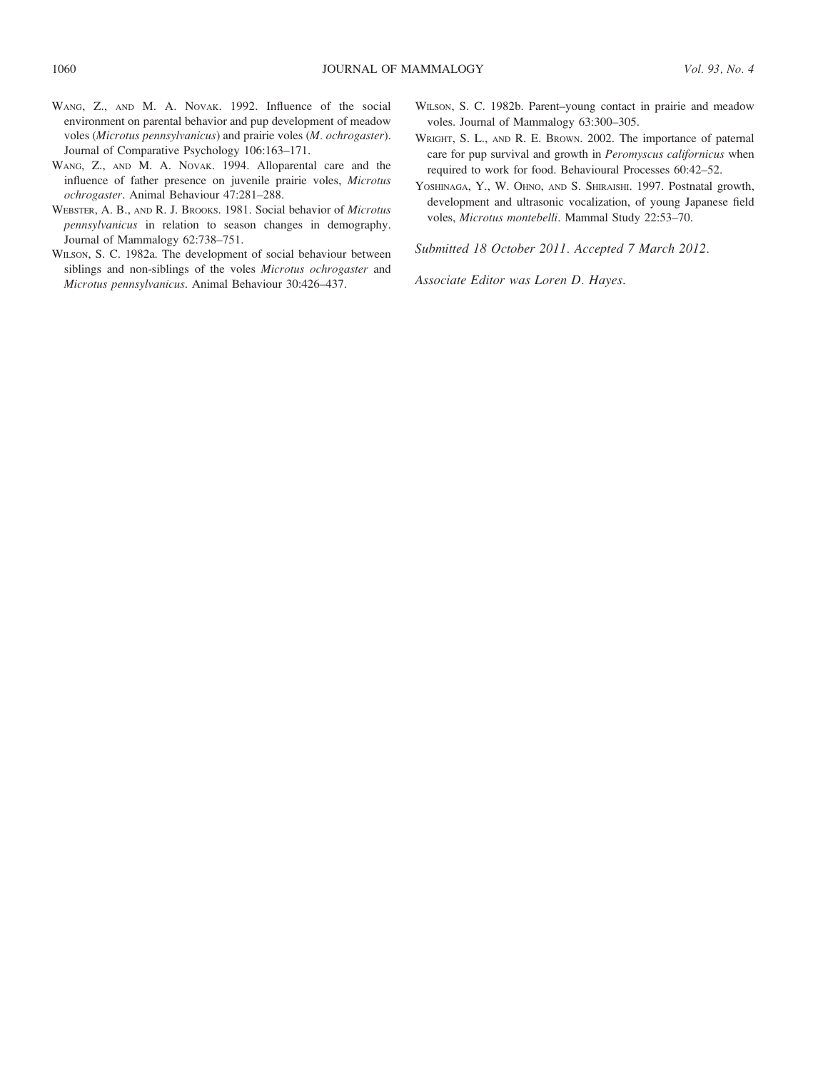Wang, Z., and M. A. Novak. 1992. Influence of the social environment on parental behavior and pup development of meadow voles (*Microtus pennsylvanicus*) and prairie voles (*M. ochrogaster*). Journal of Comparative Psychology 106:163–171.

Wang, Z., and M. A. Novak. 1994. Alloparental care and the influence of father presence on juvenile prairie voles, *Microtus ochrogaster*. Animal Behaviour 47:281–288.

Webster, A. B., and R. J. Brooks. 1981. Social behavior of *Microtus pennsylvanicus* in relation to season changes in demography. Journal of Mammalogy 62:738–751.

Wilson, S. C. 1982a. The development of social behaviour between siblings and non-siblings of the voles *Microtus ochrogaster* and *Microtus pennsylvanicus*. Animal Behaviour 30:426–437.

Wilson, S. C. 1982b. Parent–young contact in prairie and meadow voles. Journal of Mammalogy 63:300–305.

Wright, S. L., and R. E. Brown. 2002. The importance of paternal care for pup survival and growth in *Peromyscus californicus* when required to work for food. Behavioural Processes 60:42–52.

Yoshinaga, Y., W. Ohno, and S. Shiraishi. 1997. Postnatal growth, development and ultrasonic vocalization, of young Japanese field voles, *Microtus montebelli*. Mammal Study 22:53–70.

*Submitted 18 October 2011. Accepted 7 March 2012.*

*Associate Editor was Loren D. Hayes.*